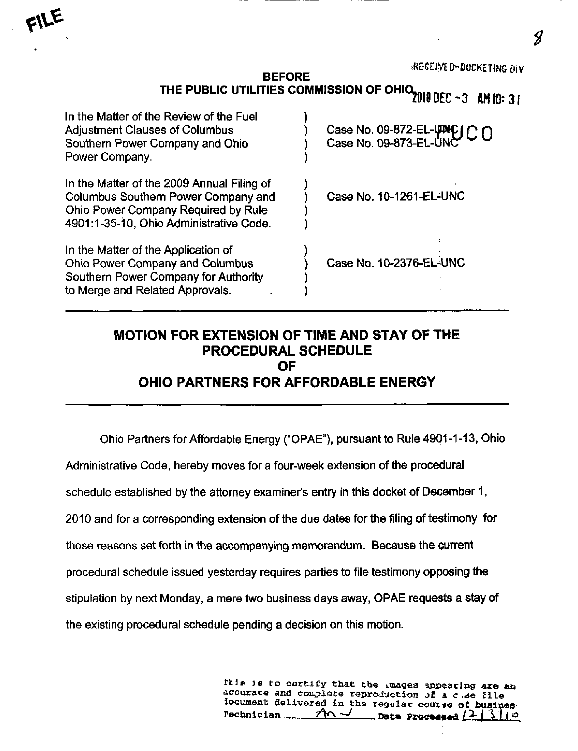FILE

RECEIVED-DOCKETING DIV

**BEFORE**
**THE PUBLIC UTILITIES COMMISSION OF OHIO**

2010 DEC -3 AM 10: 31

| | | |
|---|---|---|
| In the Matter of the Review of the Fuel Adjustment Clauses of Columbus Southern Power Company and Ohio Power Company. | ) | Case No. 09-872-EL-UNC<br>Case No. 09-873-EL-UNC |
| In the Matter of the 2009 Annual Filing of Columbus Southern Power Company and Ohio Power Company Required by Rule 4901:1-35-10, Ohio Administrative Code. | ) | Case No. 10-1261-EL-UNC |
| In the Matter of the Application of Ohio Power Company and Columbus Southern Power Company for Authority to Merge and Related Approvals. | ) | Case No. 10-2376-EL-UNC |

PUCO

# MOTION FOR EXTENSION OF TIME AND STAY OF THE PROCEDURAL SCHEDULE OF OHIO PARTNERS FOR AFFORDABLE ENERGY

Ohio Partners for Affordable Energy ("OPAE"), pursuant to Rule 4901-1-13, Ohio Administrative Code, hereby moves for a four-week extension of the procedural schedule established by the attorney examiner's entry in this docket of December 1, 2010 and for a corresponding extension of the due dates for the filing of testimony for those reasons set forth in the accompanying memorandum. Because the current procedural schedule issued yesterday requires parties to file testimony opposing the stipulation by next Monday, a mere two business days away, OPAE requests a stay of the existing procedural schedule pending a decision on this motion.

This is to certify that the images appearing are an accurate and complete reproduction of a case file document delivered in the regular course of business. Technician AN Date Processed 12/3/10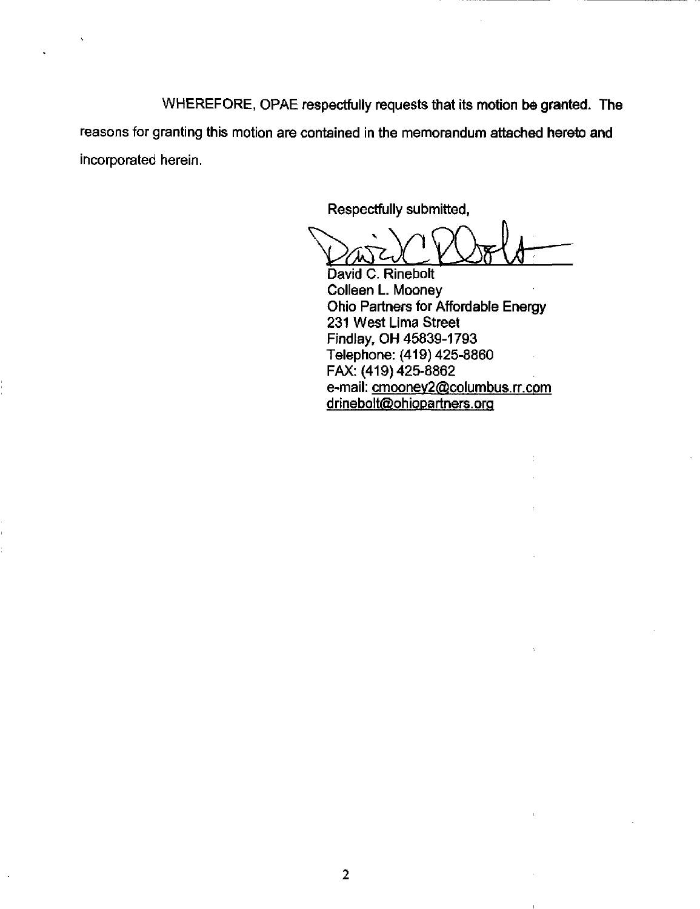WHEREFORE, OPAE respectfully requests that its motion be granted. The reasons for granting this motion are contained in the memorandum attached hereto and incorporated herein.

Respectfully submitted,

David C. Rinebolt
Colleen L. Mooney
Ohio Partners for Affordable Energy
231 West Lima Street
Findlay, OH 45839-1793
Telephone: (419) 425-8860
FAX: (419) 425-8862
e-mail: cmooney2@columbus.rr.com
drinebolt@ohiopartners.org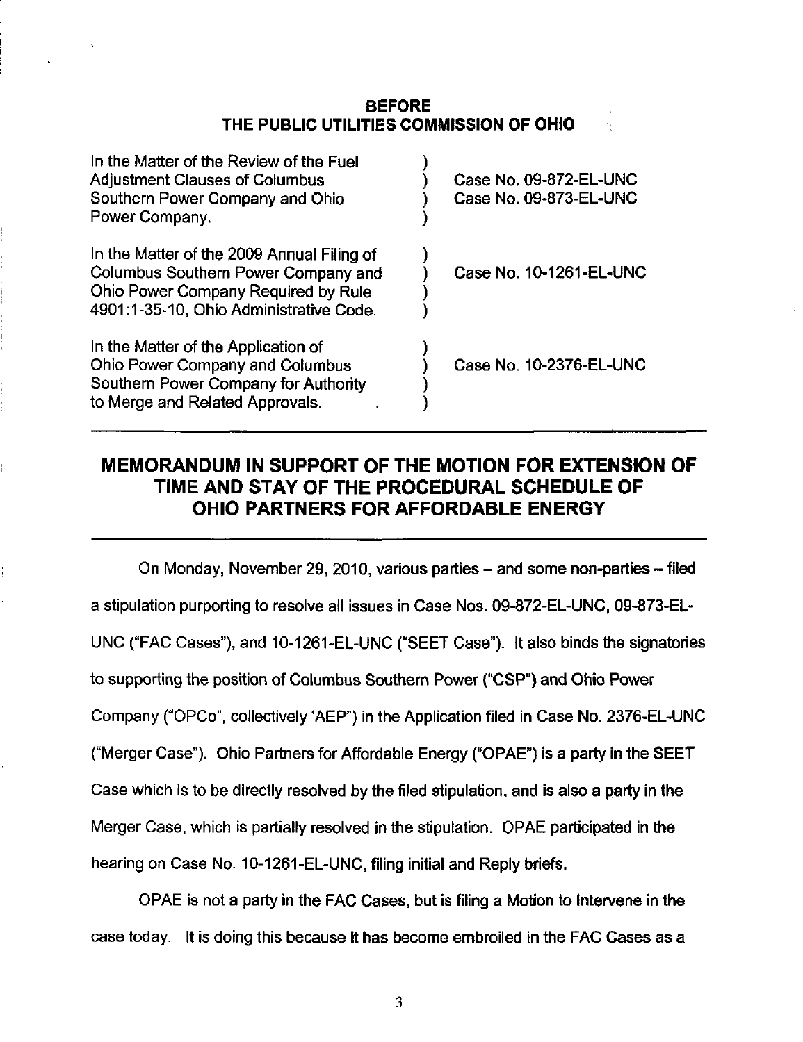**BEFORE**
**THE PUBLIC UTILITIES COMMISSION OF OHIO**

| | | |
|---|---|---|
| In the Matter of the Review of the Fuel Adjustment Clauses of Columbus Southern Power Company and Ohio Power Company. | ) | Case No. 09-872-EL-UNC<br>Case No. 09-873-EL-UNC |
| In the Matter of the 2009 Annual Filing of Columbus Southern Power Company and Ohio Power Company Required by Rule 4901:1-35-10, Ohio Administrative Code. | ) | Case No. 10-1261-EL-UNC |
| In the Matter of the Application of Ohio Power Company and Columbus Southern Power Company for Authority to Merge and Related Approvals. | ) | Case No. 10-2376-EL-UNC |

## MEMORANDUM IN SUPPORT OF THE MOTION FOR EXTENSION OF TIME AND STAY OF THE PROCEDURAL SCHEDULE OF OHIO PARTNERS FOR AFFORDABLE ENERGY

On Monday, November 29, 2010, various parties – and some non-parties – filed a stipulation purporting to resolve all issues in Case Nos. 09-872-EL-UNC, 09-873-EL-UNC ("FAC Cases"), and 10-1261-EL-UNC ("SEET Case"). It also binds the signatories to supporting the position of Columbus Southern Power ("CSP") and Ohio Power Company ("OPCo", collectively 'AEP") in the Application filed in Case No. 2376-EL-UNC ("Merger Case"). Ohio Partners for Affordable Energy ("OPAE") is a party in the SEET Case which is to be directly resolved by the filed stipulation, and is also a party in the Merger Case, which is partially resolved in the stipulation. OPAE participated in the hearing on Case No. 10-1261-EL-UNC, filing initial and Reply briefs.

OPAE is not a party in the FAC Cases, but is filing a Motion to Intervene in the case today. It is doing this because it has become embroiled in the FAC Cases as a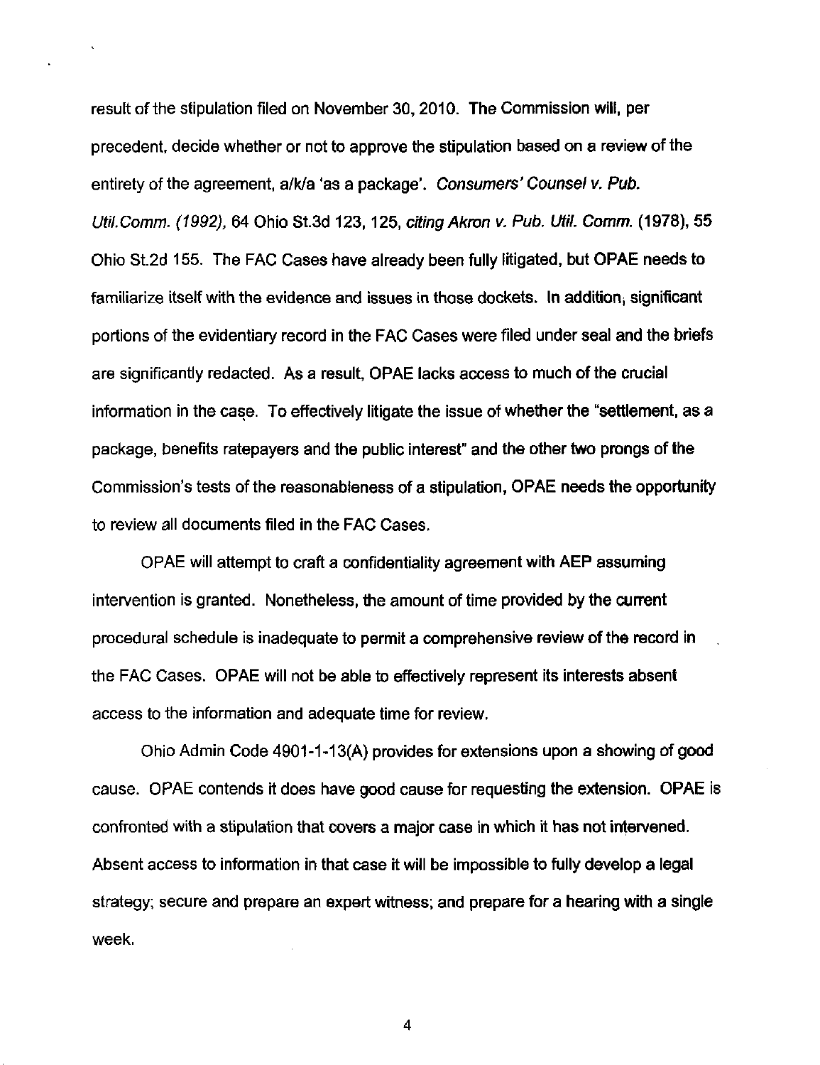result of the stipulation filed on November 30, 2010. The Commission will, per precedent, decide whether or not to approve the stipulation based on a review of the entirety of the agreement, a/k/a 'as a package'. *Consumers' Counsel v. Pub. Util.Comm. (1992)*, 64 Ohio St.3d 123, 125, *citing Akron v. Pub. Util. Comm.* (1978), 55 Ohio St.2d 155. The FAC Cases have already been fully litigated, but OPAE needs to familiarize itself with the evidence and issues in those dockets. In addition, significant portions of the evidentiary record in the FAC Cases were filed under seal and the briefs are significantly redacted. As a result, OPAE lacks access to much of the crucial information in the case. To effectively litigate the issue of whether the "settlement, as a package, benefits ratepayers and the public interest" and the other two prongs of the Commission's tests of the reasonableness of a stipulation, OPAE needs the opportunity to review all documents filed in the FAC Cases.

OPAE will attempt to craft a confidentiality agreement with AEP assuming intervention is granted. Nonetheless, the amount of time provided by the current procedural schedule is inadequate to permit a comprehensive review of the record in the FAC Cases. OPAE will not be able to effectively represent its interests absent access to the information and adequate time for review.

Ohio Admin Code 4901-1-13(A) provides for extensions upon a showing of good cause. OPAE contends it does have good cause for requesting the extension. OPAE is confronted with a stipulation that covers a major case in which it has not intervened. Absent access to information in that case it will be impossible to fully develop a legal strategy; secure and prepare an expert witness; and prepare for a hearing with a single week.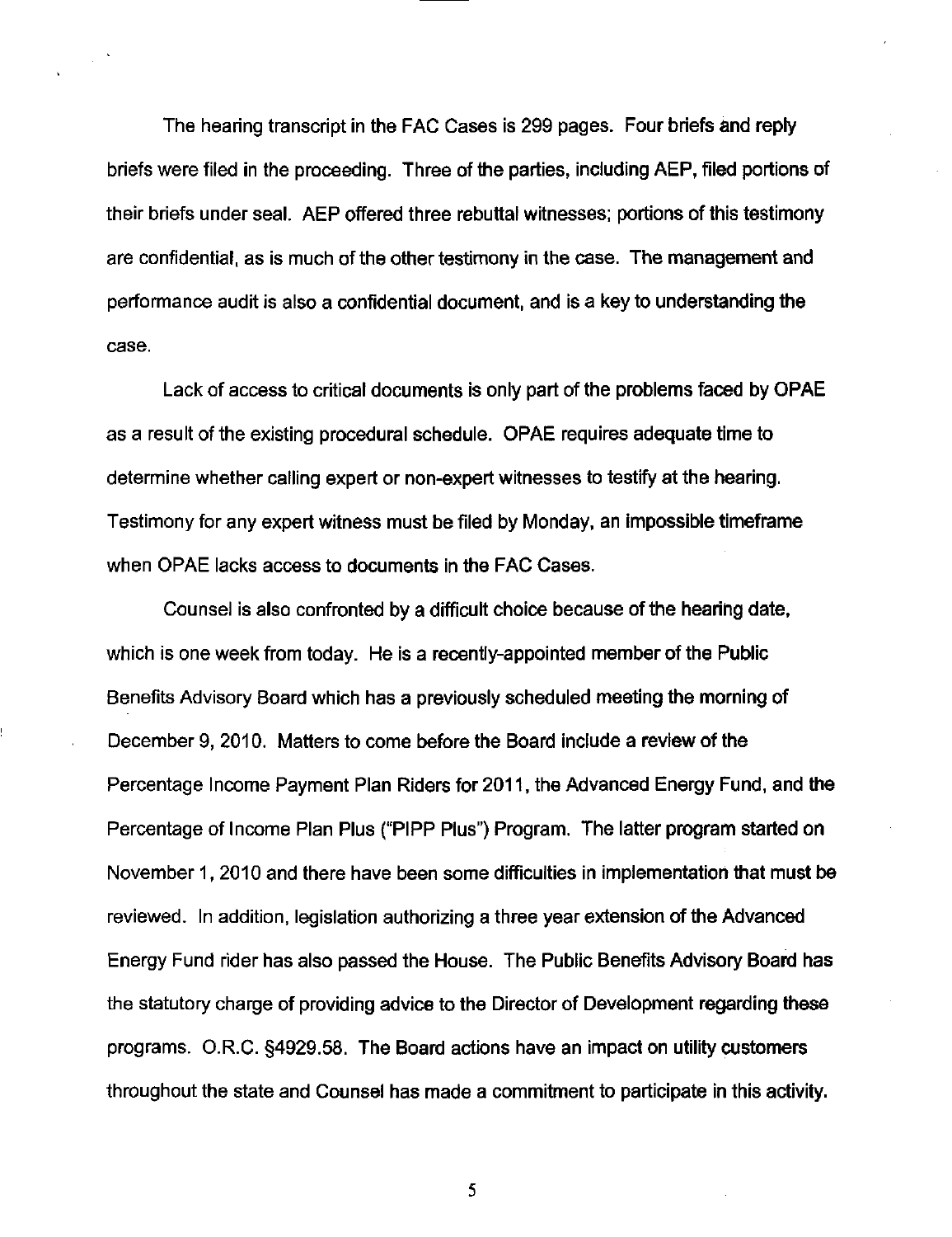The hearing transcript in the FAC Cases is 299 pages. Four briefs and reply briefs were filed in the proceeding. Three of the parties, including AEP, filed portions of their briefs under seal. AEP offered three rebuttal witnesses; portions of this testimony are confidential, as is much of the other testimony in the case. The management and performance audit is also a confidential document, and is a key to understanding the case.

Lack of access to critical documents is only part of the problems faced by OPAE as a result of the existing procedural schedule. OPAE requires adequate time to determine whether calling expert or non-expert witnesses to testify at the hearing. Testimony for any expert witness must be filed by Monday, an impossible timeframe when OPAE lacks access to documents in the FAC Cases.

Counsel is also confronted by a difficult choice because of the hearing date, which is one week from today. He is a recently-appointed member of the Public Benefits Advisory Board which has a previously scheduled meeting the morning of December 9, 2010. Matters to come before the Board include a review of the Percentage Income Payment Plan Riders for 2011, the Advanced Energy Fund, and the Percentage of Income Plan Plus ("PIPP Plus") Program. The latter program started on November 1, 2010 and there have been some difficulties in implementation that must be reviewed. In addition, legislation authorizing a three year extension of the Advanced Energy Fund rider has also passed the House. The Public Benefits Advisory Board has the statutory charge of providing advice to the Director of Development regarding these programs. O.R.C. §4929.58. The Board actions have an impact on utility customers throughout the state and Counsel has made a commitment to participate in this activity.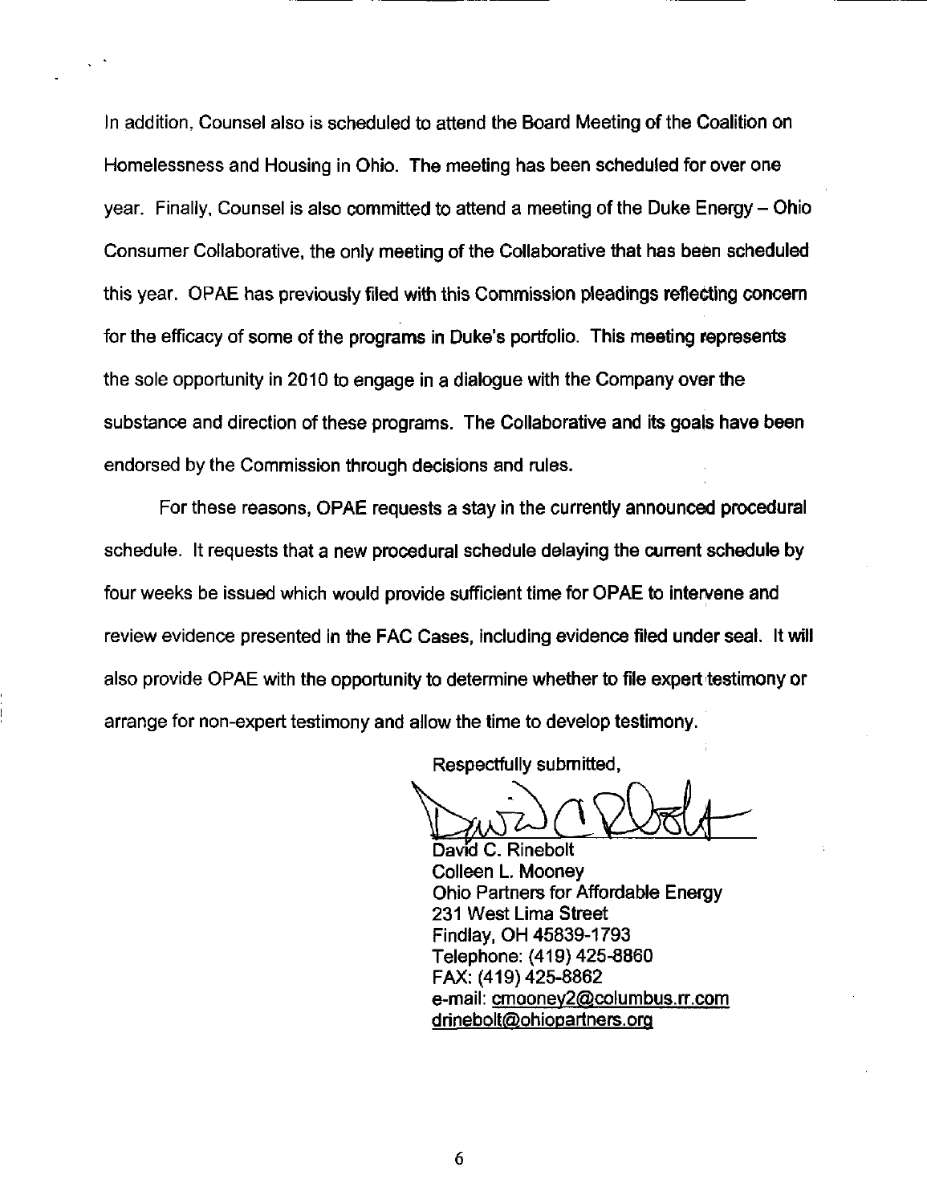In addition, Counsel also is scheduled to attend the Board Meeting of the Coalition on Homelessness and Housing in Ohio. The meeting has been scheduled for over one year. Finally, Counsel is also committed to attend a meeting of the Duke Energy – Ohio Consumer Collaborative, the only meeting of the Collaborative that has been scheduled this year. OPAE has previously filed with this Commission pleadings reflecting concern for the efficacy of some of the programs in Duke's portfolio. This meeting represents the sole opportunity in 2010 to engage in a dialogue with the Company over the substance and direction of these programs. The Collaborative and its goals have been endorsed by the Commission through decisions and rules.

For these reasons, OPAE requests a stay in the currently announced procedural schedule. It requests that a new procedural schedule delaying the current schedule by four weeks be issued which would provide sufficient time for OPAE to intervene and review evidence presented in the FAC Cases, including evidence filed under seal. It will also provide OPAE with the opportunity to determine whether to file expert testimony or arrange for non-expert testimony and allow the time to develop testimony.

Respectfully submitted,

David C. Rinebolt
Colleen L. Mooney
Ohio Partners for Affordable Energy
231 West Lima Street
Findlay, OH 45839-1793
Telephone: (419) 425-8860
FAX: (419) 425-8862
e-mail: cmooney2@columbus.rr.com
drinebolt@ohiopartners.org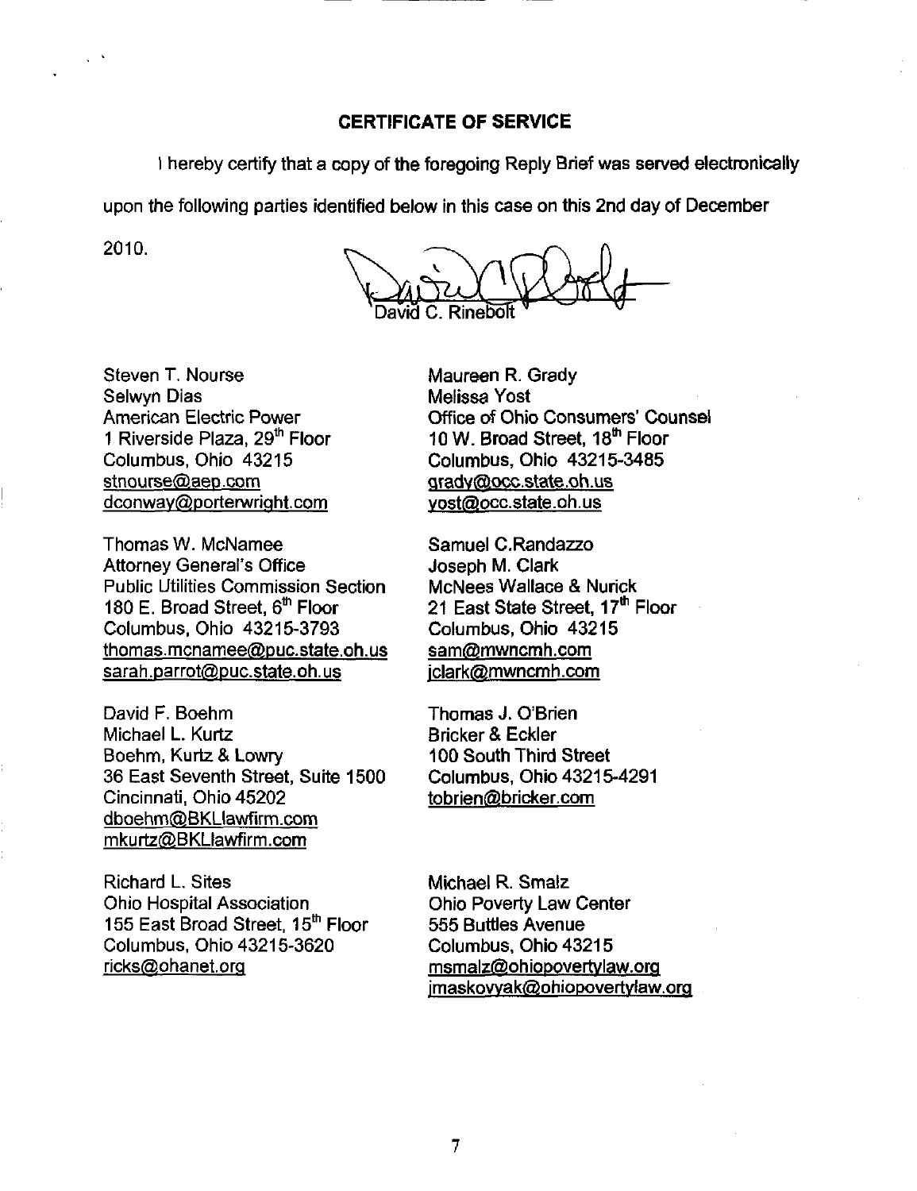## CERTIFICATE OF SERVICE

I hereby certify that a copy of the foregoing Reply Brief was served electronically upon the following parties identified below in this case on this 2nd day of December 2010.

David C. Rinebolt

Steven T. Nourse
Selwyn Dias
American Electric Power
1 Riverside Plaza, 29th Floor
Columbus, Ohio 43215
stnourse@aep.com
dconway@porterwright.com

Maureen R. Grady
Melissa Yost
Office of Ohio Consumers' Counsel
10 W. Broad Street, 18th Floor
Columbus, Ohio 43215-3485
grady@occ.state.oh.us
yost@occ.state.oh.us

Thomas W. McNamee
Attorney General's Office
Public Utilities Commission Section
180 E. Broad Street, 6th Floor
Columbus, Ohio 43215-3793
thomas.mcnamee@puc.state.oh.us
sarah.parrot@puc.state.oh.us

Samuel C.Randazzo
Joseph M. Clark
McNees Wallace & Nurick
21 East State Street, 17th Floor
Columbus, Ohio 43215
sam@mwncmh.com
jclark@mwncmh.com

David F. Boehm
Michael L. Kurtz
Boehm, Kurtz & Lowry
36 East Seventh Street, Suite 1500
Cincinnati, Ohio 45202
dboehm@BKLlawfirm.com
mkurtz@BKLlawfirm.com

Thomas J. O'Brien
Bricker & Eckler
100 South Third Street
Columbus, Ohio 43215-4291
tobrien@bricker.com

Richard L. Sites
Ohio Hospital Association
155 East Broad Street, 15th Floor
Columbus, Ohio 43215-3620
ricks@ohanet.org

Michael R. Smalz
Ohio Poverty Law Center
555 Buttles Avenue
Columbus, Ohio 43215
msmalz@ohiopovertylaw.org
jmaskovyak@ohiopovertylaw.org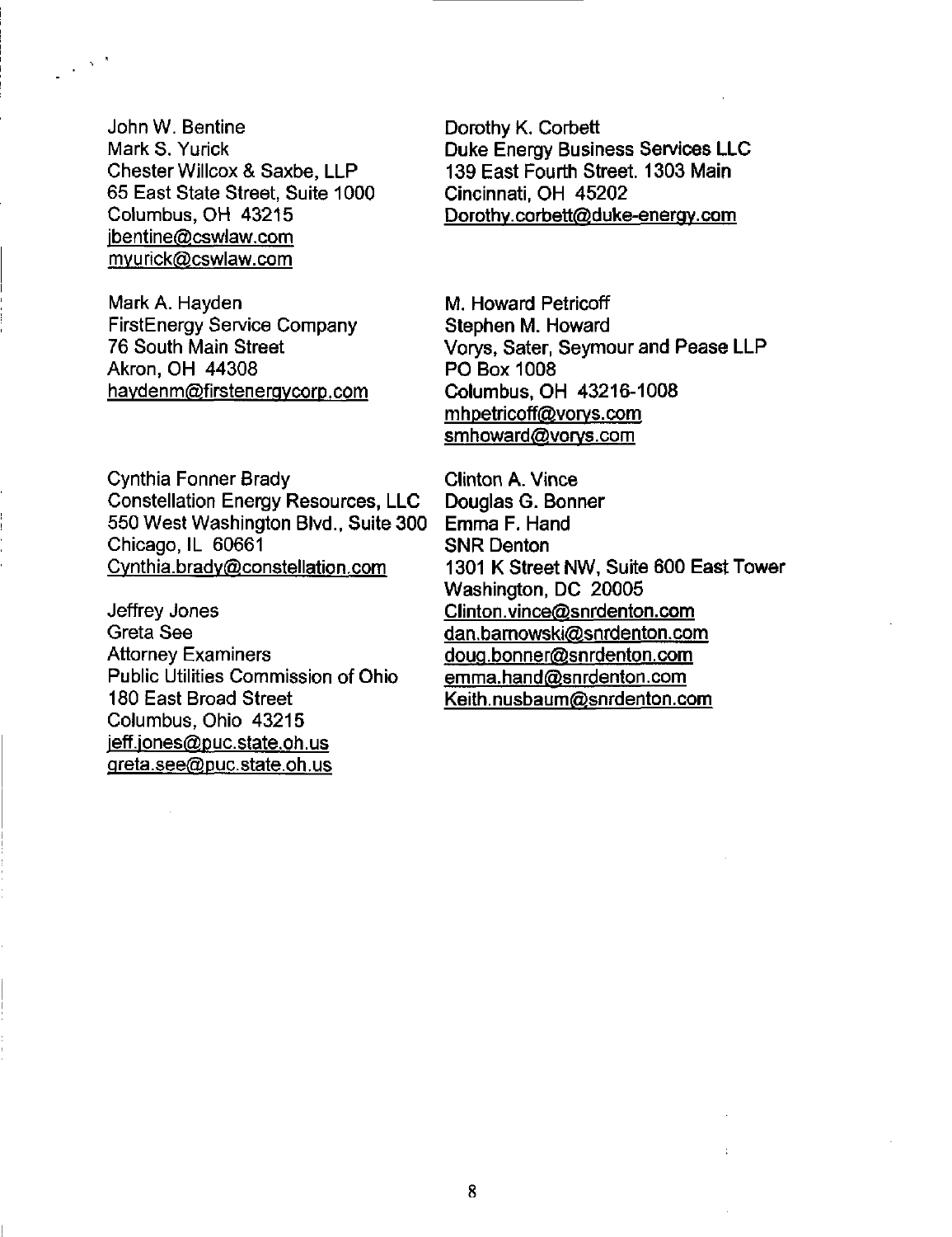John W. Bentine
Mark S. Yurick
Chester Willcox & Saxbe, LLP
65 East State Street, Suite 1000
Columbus, OH 43215
jbentine@cswlaw.com
myurick@cswlaw.com

Mark A. Hayden
FirstEnergy Service Company
76 South Main Street
Akron, OH 44308
haydenm@firstenergycorp.com

Cynthia Fonner Brady
Constellation Energy Resources, LLC
550 West Washington Blvd., Suite 300
Chicago, IL 60661
Cynthia.brady@constellation.com

Jeffrey Jones
Greta See
Attorney Examiners
Public Utilities Commission of Ohio
180 East Broad Street
Columbus, Ohio 43215
jeff.jones@puc.state.oh.us
greta.see@puc.state.oh.us

Dorothy K. Corbett
Duke Energy Business Services LLC
139 East Fourth Street. 1303 Main
Cincinnati, OH 45202
Dorothy.corbett@duke-energy.com

M. Howard Petricoff
Stephen M. Howard
Vorys, Sater, Seymour and Pease LLP
PO Box 1008
Columbus, OH 43216-1008
mhpetricoff@vorys.com
smhoward@vorys.com

Clinton A. Vince
Douglas G. Bonner
Emma F. Hand
SNR Denton
1301 K Street NW, Suite 600 East Tower
Washington, DC 20005
Clinton.vince@snrdenton.com
dan.barnowski@snrdenton.com
doug.bonner@snrdenton.com
emma.hand@snrdenton.com
Keith.nusbaum@snrdenton.com